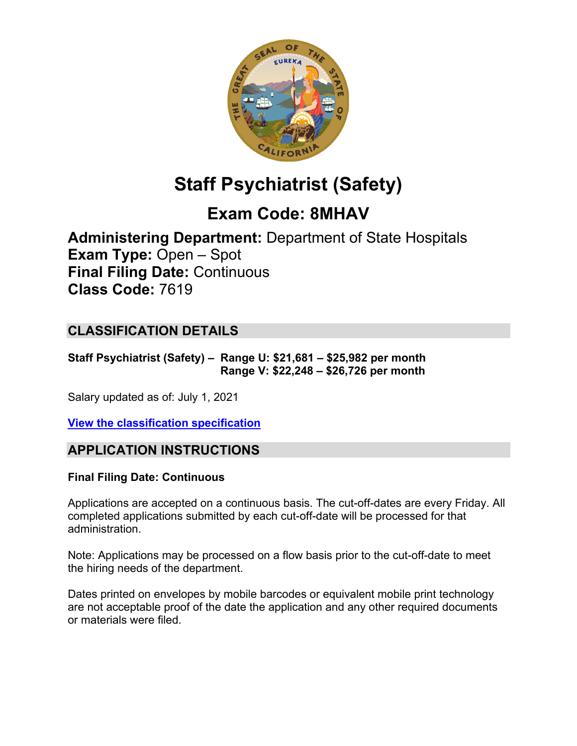# Staff Psychiatrist (Safety)

## Exam Code: 8MHAV

**Administering Department:** Department of State Hospitals
**Exam Type:** Open – Spot
**Final Filing Date:** Continuous
**Class Code:** 7619

## CLASSIFICATION DETAILS

**Staff Psychiatrist (Safety) – Range U: $21,681 – $25,982 per month**
**Range V: $22,248 – $26,726 per month**

Salary updated as of: July 1, 2021

**View the classification specification**

## APPLICATION INSTRUCTIONS

**Final Filing Date: Continuous**

Applications are accepted on a continuous basis. The cut-off-dates are every Friday. All completed applications submitted by each cut-off-date will be processed for that administration.

Note: Applications may be processed on a flow basis prior to the cut-off-date to meet the hiring needs of the department.

Dates printed on envelopes by mobile barcodes or equivalent mobile print technology are not acceptable proof of the date the application and any other required documents or materials were filed.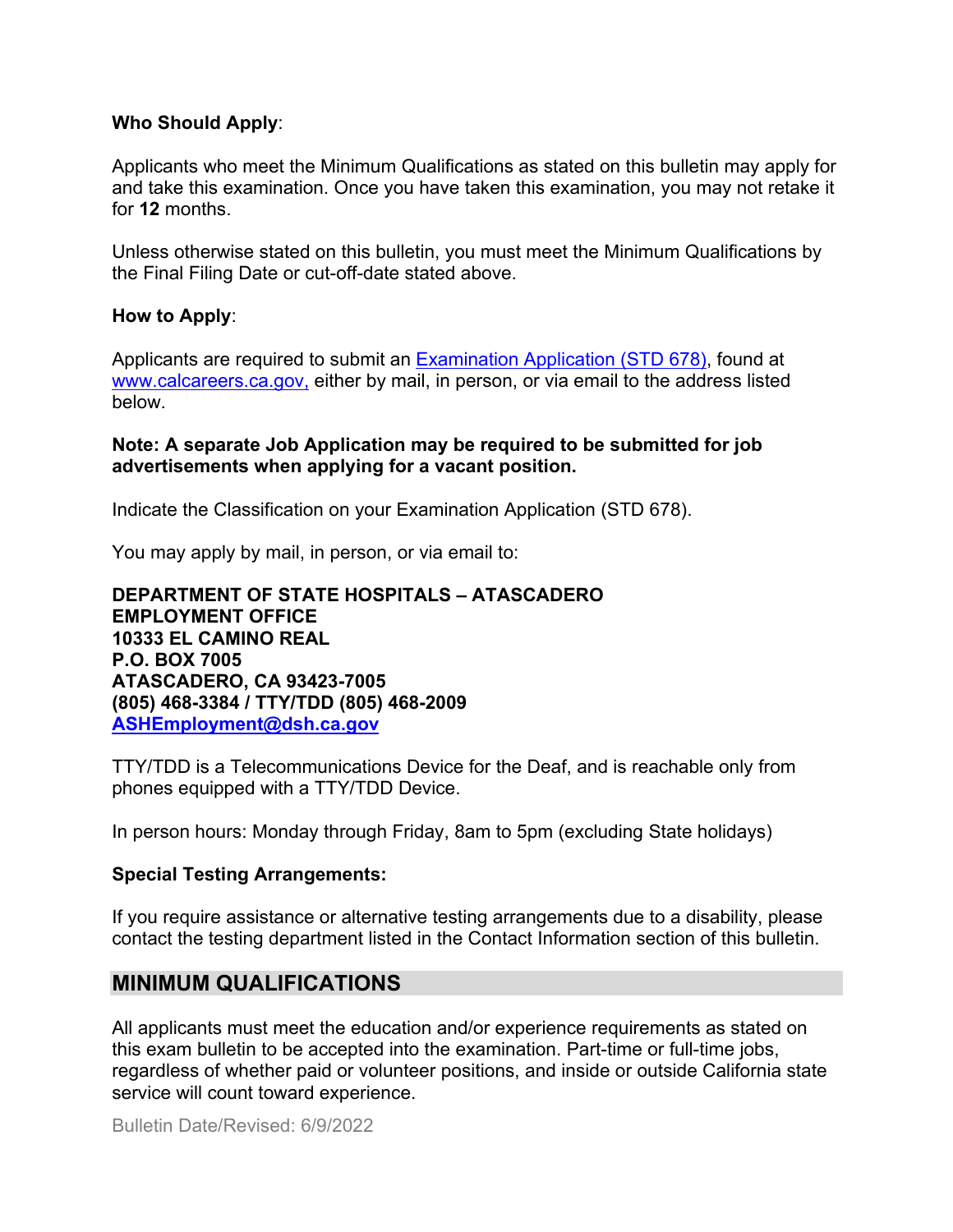**Who Should Apply**:

Applicants who meet the Minimum Qualifications as stated on this bulletin may apply for and take this examination. Once you have taken this examination, you may not retake it for **12** months.

Unless otherwise stated on this bulletin, you must meet the Minimum Qualifications by the Final Filing Date or cut-off-date stated above.

**How to Apply**:

Applicants are required to submit an [Examination Application (STD 678)](), found at [www.calcareers.ca.gov,]() either by mail, in person, or via email to the address listed below.

**Note: A separate Job Application may be required to be submitted for job advertisements when applying for a vacant position.**

Indicate the Classification on your Examination Application (STD 678).

You may apply by mail, in person, or via email to:

**DEPARTMENT OF STATE HOSPITALS – ATASCADERO**
**EMPLOYMENT OFFICE**
**10333 EL CAMINO REAL**
**P.O. BOX 7005**
**ATASCADERO, CA 93423-7005**
**(805) 468-3384 / TTY/TDD (805) 468-2009**
**[ASHEmployment@dsh.ca.gov]()**

TTY/TDD is a Telecommunications Device for the Deaf, and is reachable only from phones equipped with a TTY/TDD Device.

In person hours: Monday through Friday, 8am to 5pm (excluding State holidays)

**Special Testing Arrangements:**

If you require assistance or alternative testing arrangements due to a disability, please contact the testing department listed in the Contact Information section of this bulletin.

## MINIMUM QUALIFICATIONS

All applicants must meet the education and/or experience requirements as stated on this exam bulletin to be accepted into the examination. Part-time or full-time jobs, regardless of whether paid or volunteer positions, and inside or outside California state service will count toward experience.

Bulletin Date/Revised: 6/9/2022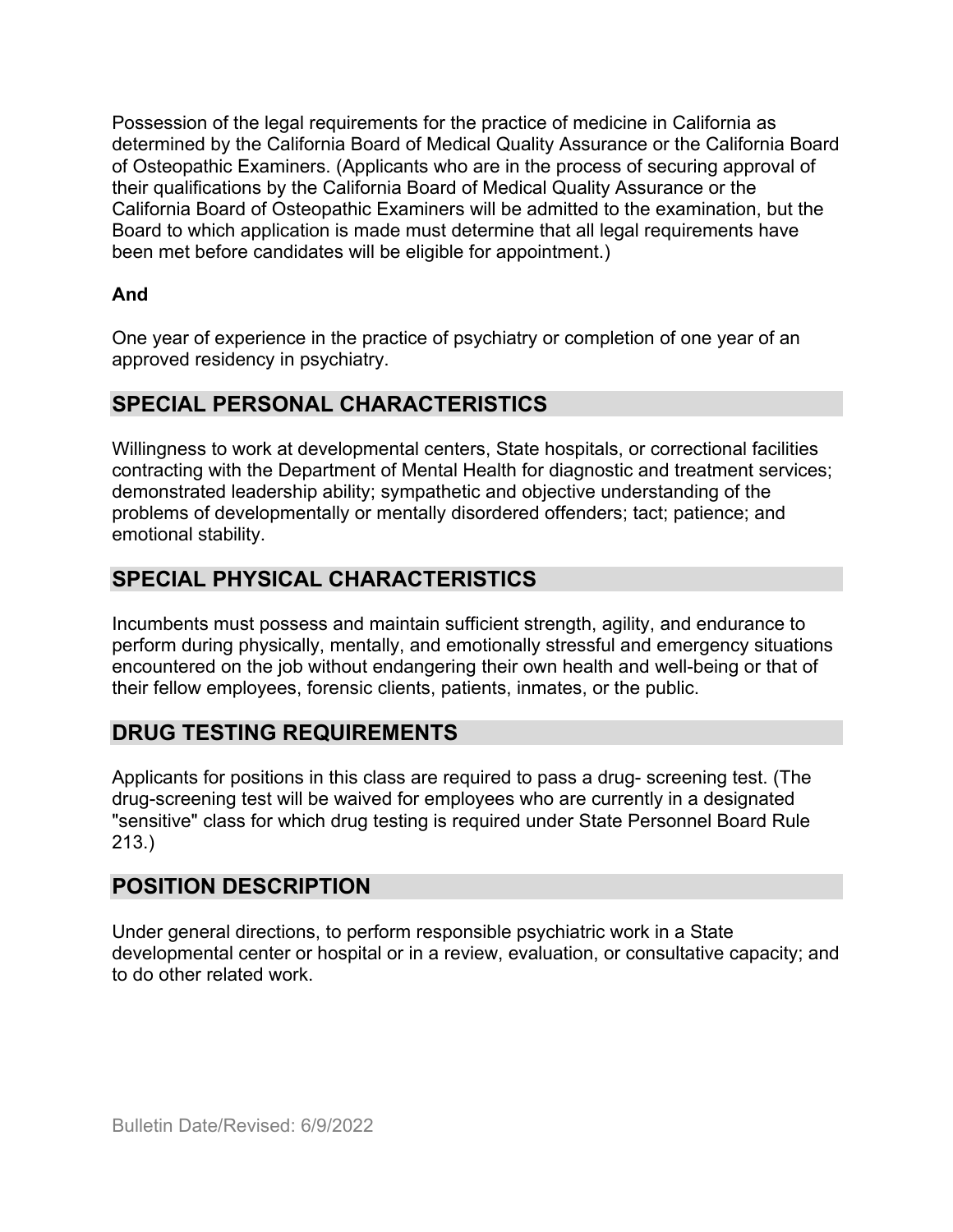Possession of the legal requirements for the practice of medicine in California as determined by the California Board of Medical Quality Assurance or the California Board of Osteopathic Examiners. (Applicants who are in the process of securing approval of their qualifications by the California Board of Medical Quality Assurance or the California Board of Osteopathic Examiners will be admitted to the examination, but the Board to which application is made must determine that all legal requirements have been met before candidates will be eligible for appointment.)

**And**

One year of experience in the practice of psychiatry or completion of one year of an approved residency in psychiatry.

## SPECIAL PERSONAL CHARACTERISTICS

Willingness to work at developmental centers, State hospitals, or correctional facilities contracting with the Department of Mental Health for diagnostic and treatment services; demonstrated leadership ability; sympathetic and objective understanding of the problems of developmentally or mentally disordered offenders; tact; patience; and emotional stability.

## SPECIAL PHYSICAL CHARACTERISTICS

Incumbents must possess and maintain sufficient strength, agility, and endurance to perform during physically, mentally, and emotionally stressful and emergency situations encountered on the job without endangering their own health and well-being or that of their fellow employees, forensic clients, patients, inmates, or the public.

## DRUG TESTING REQUIREMENTS

Applicants for positions in this class are required to pass a drug- screening test. (The drug-screening test will be waived for employees who are currently in a designated "sensitive" class for which drug testing is required under State Personnel Board Rule 213.)

## POSITION DESCRIPTION

Under general directions, to perform responsible psychiatric work in a State developmental center or hospital or in a review, evaluation, or consultative capacity; and to do other related work.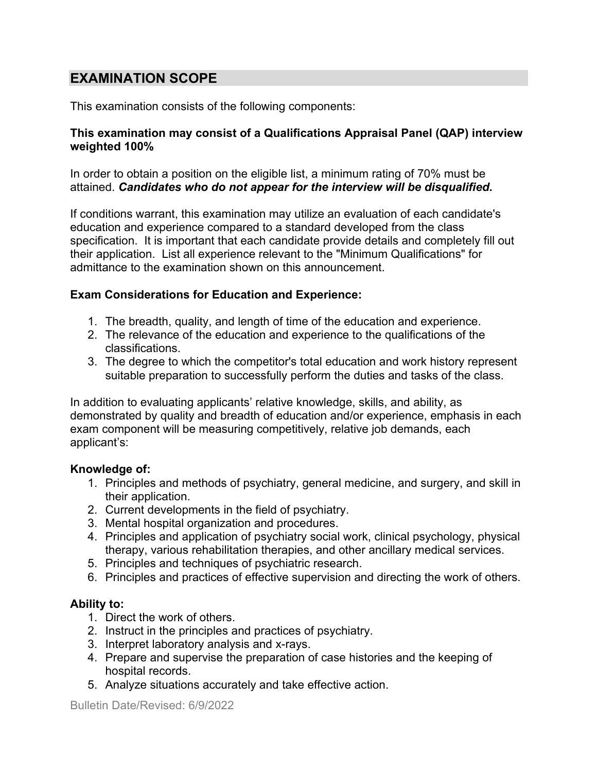## EXAMINATION SCOPE

This examination consists of the following components:

**This examination may consist of a Qualifications Appraisal Panel (QAP) interview weighted 100%**

In order to obtain a position on the eligible list, a minimum rating of 70% must be attained. ***Candidates who do not appear for the interview will be disqualified.***

If conditions warrant, this examination may utilize an evaluation of each candidate's education and experience compared to a standard developed from the class specification. It is important that each candidate provide details and completely fill out their application. List all experience relevant to the "Minimum Qualifications" for admittance to the examination shown on this announcement.

**Exam Considerations for Education and Experience:**

1. The breadth, quality, and length of time of the education and experience.
2. The relevance of the education and experience to the qualifications of the classifications.
3. The degree to which the competitor's total education and work history represent suitable preparation to successfully perform the duties and tasks of the class.

In addition to evaluating applicants' relative knowledge, skills, and ability, as demonstrated by quality and breadth of education and/or experience, emphasis in each exam component will be measuring competitively, relative job demands, each applicant's:

**Knowledge of:**

1. Principles and methods of psychiatry, general medicine, and surgery, and skill in their application.
2. Current developments in the field of psychiatry.
3. Mental hospital organization and procedures.
4. Principles and application of psychiatry social work, clinical psychology, physical therapy, various rehabilitation therapies, and other ancillary medical services.
5. Principles and techniques of psychiatric research.
6. Principles and practices of effective supervision and directing the work of others.

**Ability to:**

1. Direct the work of others.
2. Instruct in the principles and practices of psychiatry.
3. Interpret laboratory analysis and x-rays.
4. Prepare and supervise the preparation of case histories and the keeping of hospital records.
5. Analyze situations accurately and take effective action.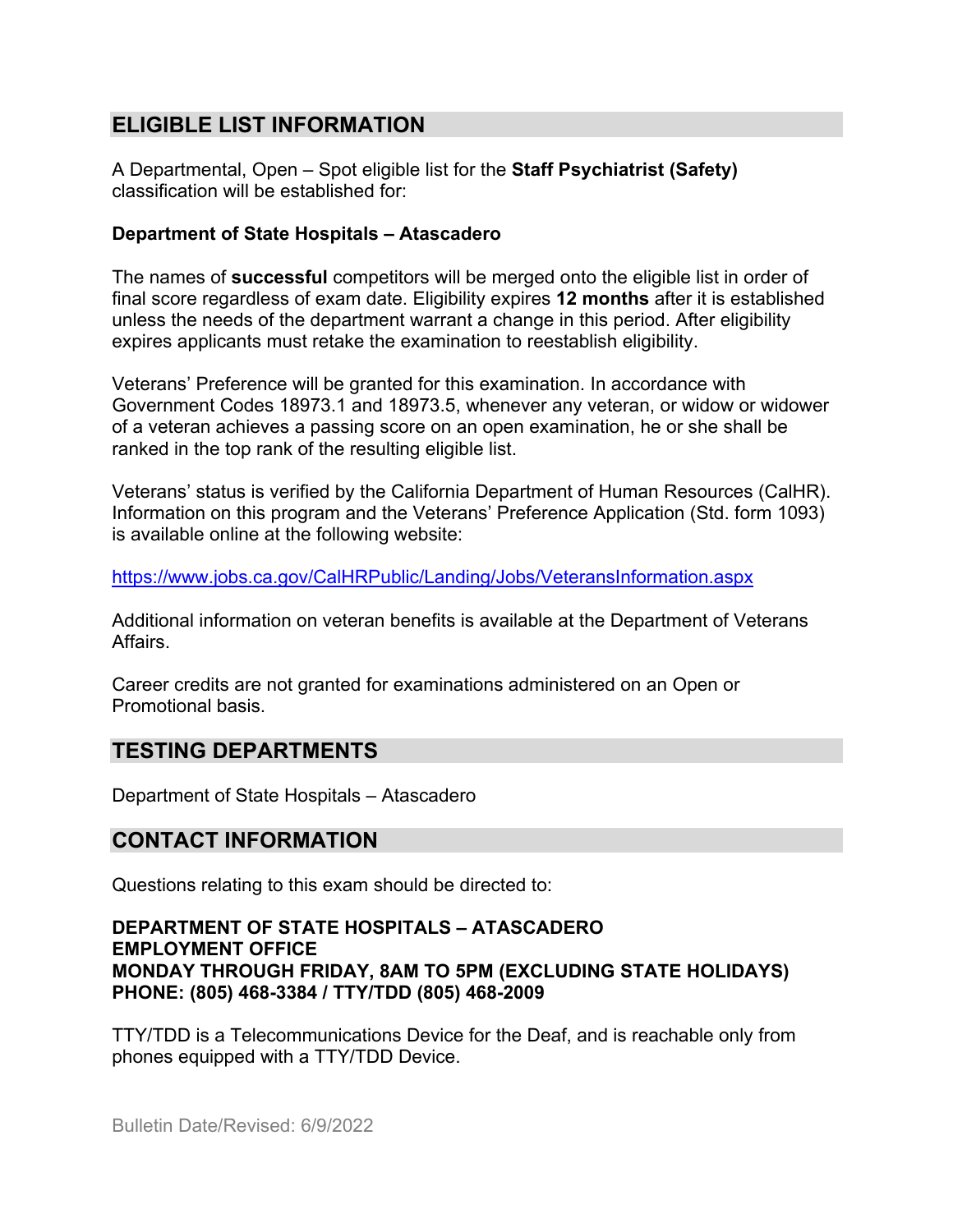## ELIGIBLE LIST INFORMATION

A Departmental, Open – Spot eligible list for the **Staff Psychiatrist (Safety)** classification will be established for:

**Department of State Hospitals – Atascadero**

The names of **successful** competitors will be merged onto the eligible list in order of final score regardless of exam date. Eligibility expires **12 months** after it is established unless the needs of the department warrant a change in this period. After eligibility expires applicants must retake the examination to reestablish eligibility.

Veterans' Preference will be granted for this examination. In accordance with Government Codes 18973.1 and 18973.5, whenever any veteran, or widow or widower of a veteran achieves a passing score on an open examination, he or she shall be ranked in the top rank of the resulting eligible list.

Veterans' status is verified by the California Department of Human Resources (CalHR). Information on this program and the Veterans' Preference Application (Std. form 1093) is available online at the following website:

https://www.jobs.ca.gov/CalHRPublic/Landing/Jobs/VeteransInformation.aspx

Additional information on veteran benefits is available at the Department of Veterans Affairs.

Career credits are not granted for examinations administered on an Open or Promotional basis.

## TESTING DEPARTMENTS

Department of State Hospitals – Atascadero

## CONTACT INFORMATION

Questions relating to this exam should be directed to:

**DEPARTMENT OF STATE HOSPITALS – ATASCADERO**
**EMPLOYMENT OFFICE**
**MONDAY THROUGH FRIDAY, 8AM TO 5PM (EXCLUDING STATE HOLIDAYS)**
**PHONE: (805) 468-3384 / TTY/TDD (805) 468-2009**

TTY/TDD is a Telecommunications Device for the Deaf, and is reachable only from phones equipped with a TTY/TDD Device.

Bulletin Date/Revised: 6/9/2022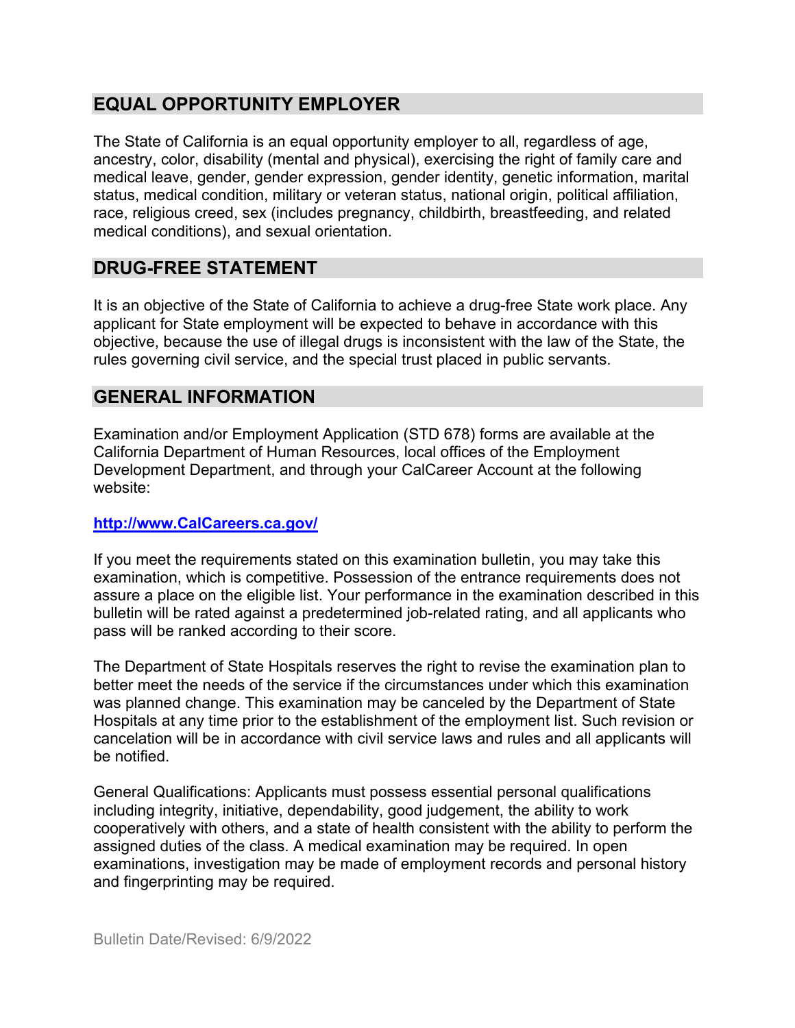## EQUAL OPPORTUNITY EMPLOYER

The State of California is an equal opportunity employer to all, regardless of age, ancestry, color, disability (mental and physical), exercising the right of family care and medical leave, gender, gender expression, gender identity, genetic information, marital status, medical condition, military or veteran status, national origin, political affiliation, race, religious creed, sex (includes pregnancy, childbirth, breastfeeding, and related medical conditions), and sexual orientation.

## DRUG-FREE STATEMENT

It is an objective of the State of California to achieve a drug-free State work place. Any applicant for State employment will be expected to behave in accordance with this objective, because the use of illegal drugs is inconsistent with the law of the State, the rules governing civil service, and the special trust placed in public servants.

## GENERAL INFORMATION

Examination and/or Employment Application (STD 678) forms are available at the California Department of Human Resources, local offices of the Employment Development Department, and through your CalCareer Account at the following website:

**http://www.CalCareers.ca.gov/**

If you meet the requirements stated on this examination bulletin, you may take this examination, which is competitive. Possession of the entrance requirements does not assure a place on the eligible list. Your performance in the examination described in this bulletin will be rated against a predetermined job-related rating, and all applicants who pass will be ranked according to their score.

The Department of State Hospitals reserves the right to revise the examination plan to better meet the needs of the service if the circumstances under which this examination was planned change. This examination may be canceled by the Department of State Hospitals at any time prior to the establishment of the employment list. Such revision or cancelation will be in accordance with civil service laws and rules and all applicants will be notified.

General Qualifications: Applicants must possess essential personal qualifications including integrity, initiative, dependability, good judgement, the ability to work cooperatively with others, and a state of health consistent with the ability to perform the assigned duties of the class. A medical examination may be required. In open examinations, investigation may be made of employment records and personal history and fingerprinting may be required.

Bulletin Date/Revised: 6/9/2022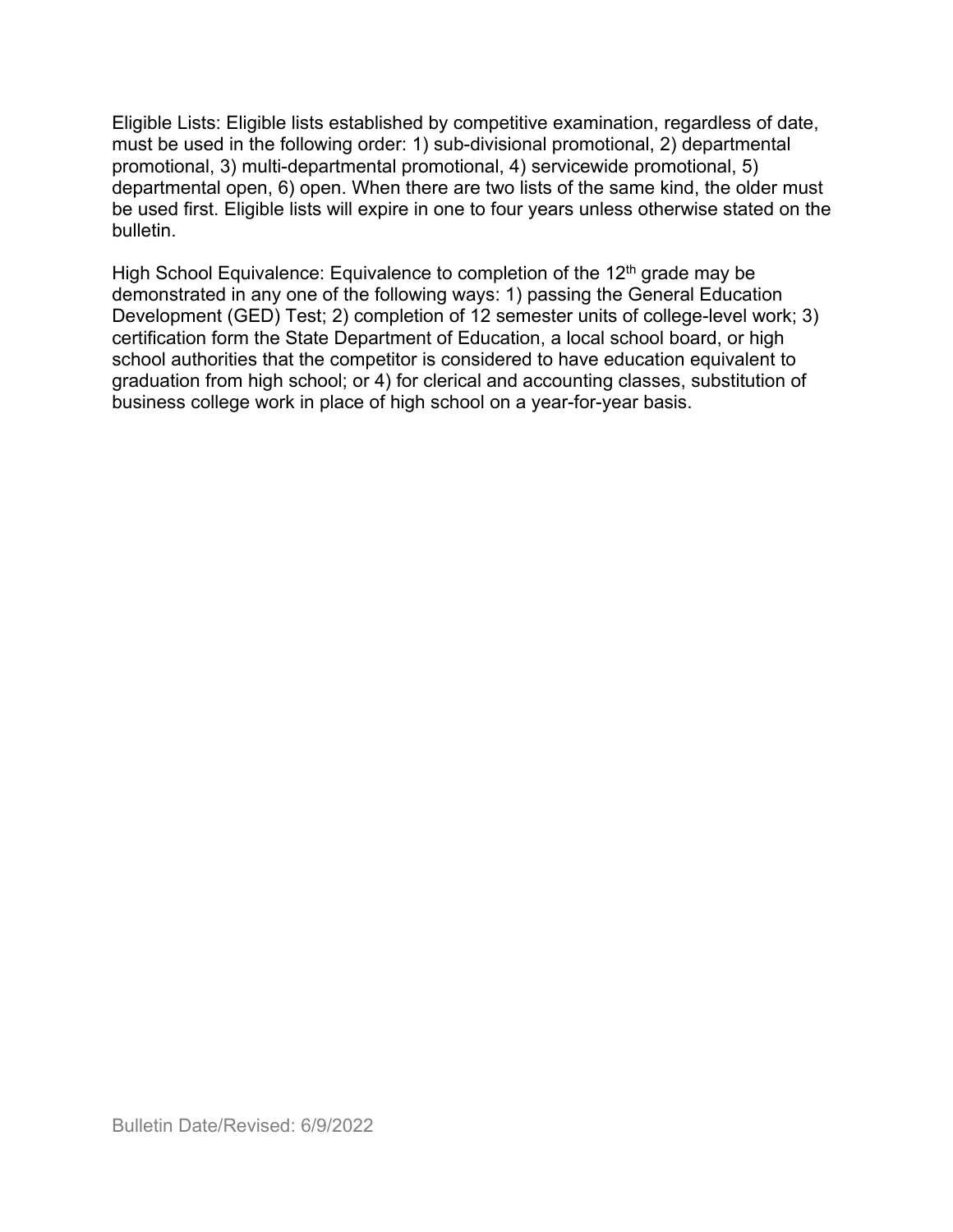Eligible Lists: Eligible lists established by competitive examination, regardless of date, must be used in the following order: 1) sub-divisional promotional, 2) departmental promotional, 3) multi-departmental promotional, 4) servicewide promotional, 5) departmental open, 6) open. When there are two lists of the same kind, the older must be used first. Eligible lists will expire in one to four years unless otherwise stated on the bulletin.

High School Equivalence: Equivalence to completion of the 12th grade may be demonstrated in any one of the following ways: 1) passing the General Education Development (GED) Test; 2) completion of 12 semester units of college-level work; 3) certification form the State Department of Education, a local school board, or high school authorities that the competitor is considered to have education equivalent to graduation from high school; or 4) for clerical and accounting classes, substitution of business college work in place of high school on a year-for-year basis.

Bulletin Date/Revised: 6/9/2022